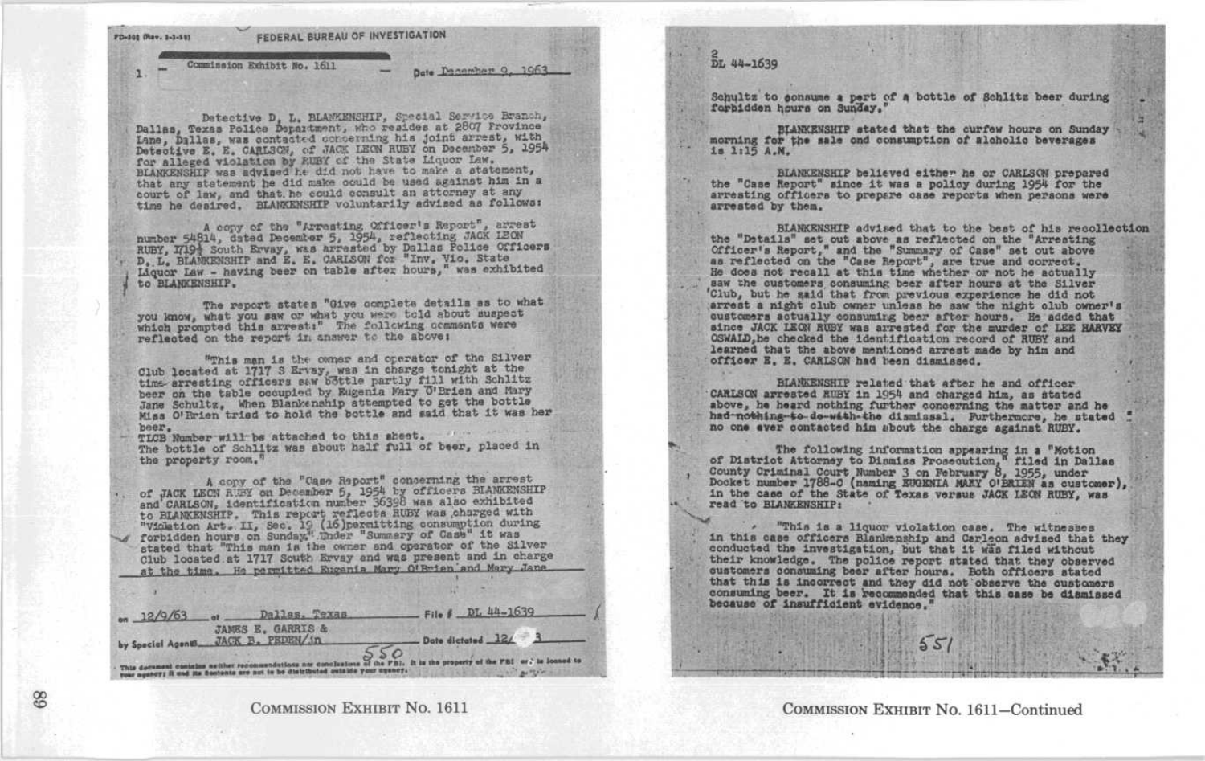FD-302 (Rev. 3-3-59)

FEDERAL BUREAU OF INVESTIGATION

Commission Exhibit No. 1611

1

Date December 9, 1963

Detective D. L. BLANKENSHIP, Special Service Branch, Dallas, Texas Police Department, who resides at 2807 Province Lane, Dallas, was contacted concerning his joint arrest, with Detective E. E. CARLSON, of JACK LEON RUBY on December 5, 1954 for alleged violation by RUBY of the State Liquor Law. BLANKENSHIP was advised he did not have to make a statement, that any statement he did make could be used against him in a court of law, and that he could consult an attorney at any time he desired. BLANKENSHIP voluntarily advised as follows:

A copy of the "Arresting Officer's Report", arrest number 54814, dated December 5, 1954, reflecting JACK LEON RUBY, 1719½ South Ervay, was arrested by Dallas Police Officers D. L. BLANKENSHIP and E. E. CARLSON for "Inv. Vio. State Liquor Law - having beer on table after hours," was exhibited to BLANKENSHIP.

The report states "Give complete details as to what you know, what you saw or what you were told about suspect which prompted this arrest:" The following comments were reflected on the report in answer to the above:

"This man is the owner and operator of the Silver Club located at 1717 S Ervay, was in charge tonight at the time arresting officers saw bottle partly fill with Schlitz beer on the table occupied by Eugenia Mary O'Brien and Mary Jane Schultz. When Blankenship attempted to get the bottle Miss O'Brien tried to hold the bottle and said that it was her beer.
TLCB Number will be attached to this sheet.
The bottle of Schlitz was about half full of beer, placed in the property room."

A copy of the "Case Report" concerning the arrest of JACK LEON RUBY on December 5, 1954 by officers BLANKENSHIP and CARLSON, identification number 36398 was also exhibited to BLANKENSHIP. This report reflects RUBY was charged with "Violation Art. II, Sec. 19 (16)permitting consumption during forbidden hours on Sunday." Under "Summary of Case" it was stated that "This man is the owner and operator of the Silver Club located at 1717 South Ervay and was present and in charge at the time. He permitted Eugenia Mary O'Brien and Mary Jane

on 12/9/63 at Dallas, Texas File # DL 44-1639

by Special Agents JAMES E. GARRIS & JACK B. PEDEN/tn Date dictated 12/ 3

This document contains neither recommendations nor conclusions of the FBI. It is the property of the FBI and is loaned to your agency; it and its contents are not to be distributed outside your agency.

550

COMMISSION EXHIBIT No. 1611

2
DL 44-1639

Schultz to consume a part of a bottle of Schlitz beer during forbidden hours on Sunday."

BLANKENSHIP stated that the curfew hours on Sunday morning for the sale and consumption of alcoholic beverages is 1:15 A.M.

BLANKENSHIP believed either he or CARLSON prepared the "Case Report" since it was a policy during 1954 for the arresting officers to prepare case reports when persons were arrested by them.

BLANKENSHIP advised that to the best of his recollection the "Details" set out above as reflected on the "Arresting Officer's Report," and the "Summary of Case" set out above as reflected on the "Case Report", are true and correct. He does not recall at this time whether or not he actually saw the customers consuming beer after hours at the Silver Club, but he said that from previous experience he did not arrest a night club owner unless he saw the night club owner's customers actually consuming beer after hours. He added that since JACK LEON RUBY was arrested for the murder of LEE HARVEY OSWALD, he checked the identification record of RUBY and learned that the above mentioned arrest made by him and officer E. E. CARLSON had been dismissed.

BLANKENSHIP related that after he and officer CARLSON arrested RUBY in 1954 and charged him, as stated above, he heard nothing further concerning the matter and he ~~had nothing to do with the~~ dismissal. Furthermore, he stated no one ever contacted him about the charge against RUBY.

The following information appearing in a "Motion of District Attorney to Dismiss Prosecution," filed in Dallas County Criminal Court Number 3 on February 8, 1955, under Docket number 1788-C (naming EUGENIA MARY O'BRIEN as customer), in the case of the State of Texas versus JACK LEON RUBY, was read to BLANKENSHIP:

"This is a liquor violation case. The witnesses in this case officers Blankenship and Carlson advised that they conducted the investigation, but that it was filed without their knowledge. The police report stated that they observed customers consuming beer after hours. Both officers stated that this is incorrect and they did not observe the customers consuming beer. It is recommended that this case be dismissed because of insufficient evidence."

551

COMMISSION EXHIBIT No. 1611—Continued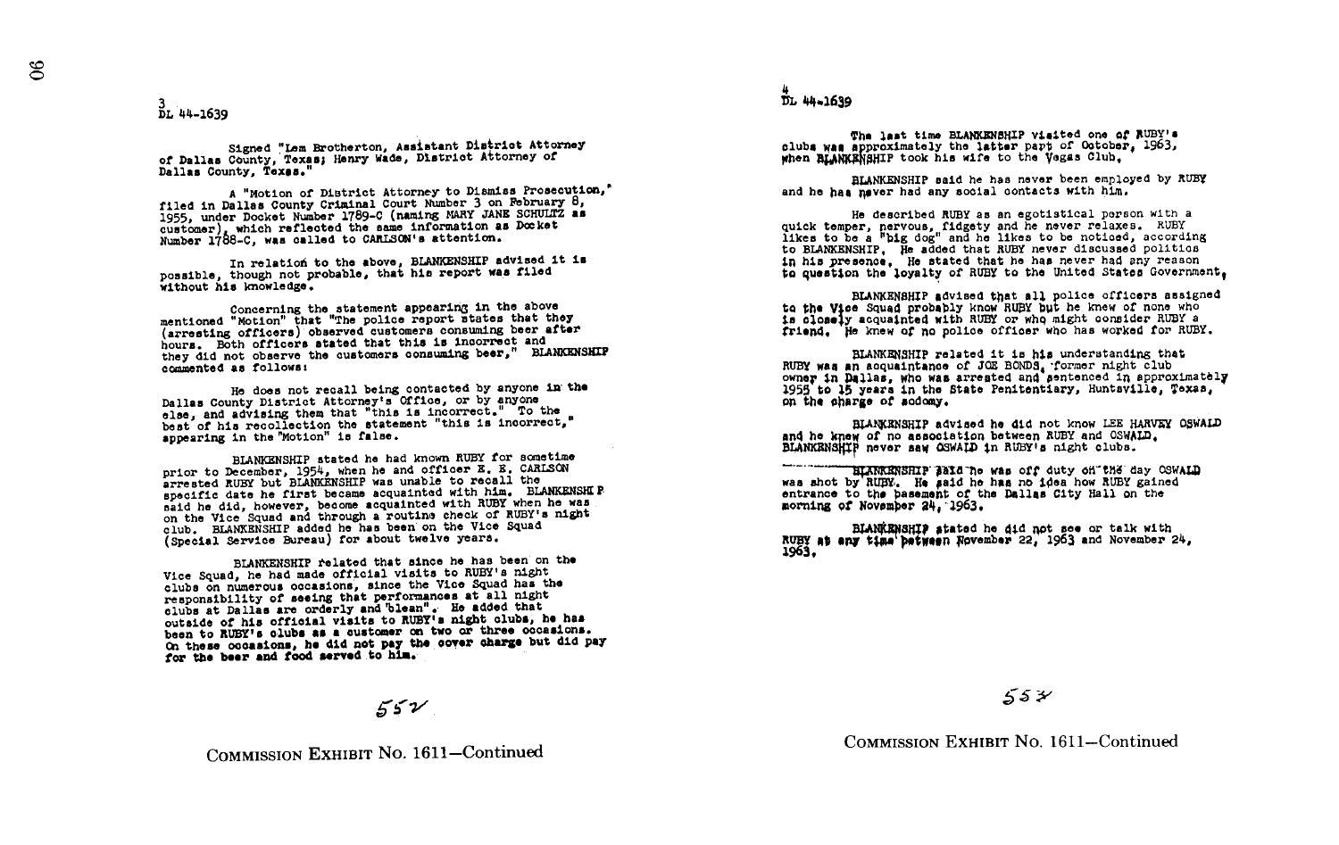3
DL 44-1639

Signed "Lem Brotherton, Assistant District Attorney of Dallas County, Texas; Henry Wade, District Attorney of Dallas County, Texas."

A "Motion of District Attorney to Dismiss Prosecution," filed in Dallas County Criminal Court Number 3 on February 8, 1955, under Docket Number 1789-C (naming MARY JANE SCHULTZ as customer), which reflected the same information as Docket Number 1788-C, was called to CARLSON's attention.

In relation to the above, BLANKENSHIP advised it is possible, though not probable, that his report was filed without his knowledge.

Concerning the statement appearing in the above mentioned "Motion" that "The police report states that they (arresting officers) observed customers consuming beer after hours. Both officers stated that this is incorrect and they did not observe the customers consuming beer," BLANKENSHIP commented as follows:

He does not recall being contacted by anyone in the Dallas County District Attorney's Office, or by anyone else, and advising them that "this is incorrect." To the best of his recollection the statement "this is incorrect," appearing in the "Motion" is false.

BLANKENSHIP stated he had known RUBY for sometime prior to December, 1954, when he and officer E. E. CARLSON arrested RUBY but BLANKENSHIP was unable to recall the specific date he first became acquainted with him. BLANKENSHIP said he did, however, become acquainted with RUBY when he was on the Vice Squad and through a routine check of RUBY's night club. BLANKENSHIP added he has been on the Vice Squad (Special Service Bureau) for about twelve years.

BLANKENSHIP related that since he has been on the Vice Squad, he had made official visits to RUBY's night clubs on numerous occasions, since the Vice Squad has the responsibility of seeing that performances at all night clubs at Dallas are orderly and "clean". He added that outside of his official visits to RUBY's night clubs, he has been to RUBY's clubs as a customer on two or three occasions. On these occasions, he did not pay the cover charge but did pay for the beer and food served to him.

552

COMMISSION EXHIBIT No. 1611—Continued

4
DL 44-1639

The last time BLANKENSHIP visited one of RUBY's clubs was approximately the latter part of October, 1963, when BLANKENSHIP took his wife to the Vegas Club.

BLANKENSHIP said he has never been employed by RUBY and he has never had any social contacts with him.

He described RUBY as an egotistical person with a quick temper, nervous, fidgety and he never relaxes. RUBY likes to be a "big dog" and he likes to be noticed, according to BLANKENSHIP. He added that RUBY never discussed politics in his presence. He stated that he has never had any reason to question the loyalty of RUBY to the United States Government.

BLANKENSHIP advised that all police officers assigned to the Vice Squad probably know RUBY but he knew of none who is closely acquainted with RUBY or who might consider RUBY a friend. He knew of no police officer who has worked for RUBY.

BLANKENSHIP related it is his understanding that RUBY was an acquaintance of JOE BONDS, former night club owner in Dallas, who was arrested and sentenced in approximately 1955 to 15 years in the State Penitentiary, Huntsville, Texas, on the charge of sodomy.

BLANKENSHIP advised he did not know LEE HARVEY OSWALD and he knew of no association between RUBY and OSWALD. BLANKENSHIP never saw OSWALD in RUBY's night clubs.

BLANKENSHIP said he was off duty on the day OSWALD was shot by RUBY. He said he has no idea how RUBY gained entrance to the basement of the Dallas City Hall on the morning of November 24, 1963.

BLANKENSHIP stated he did not see or talk with RUBY at any time between November 22, 1963 and November 24, 1963.

553

COMMISSION EXHIBIT No. 1611—Continued